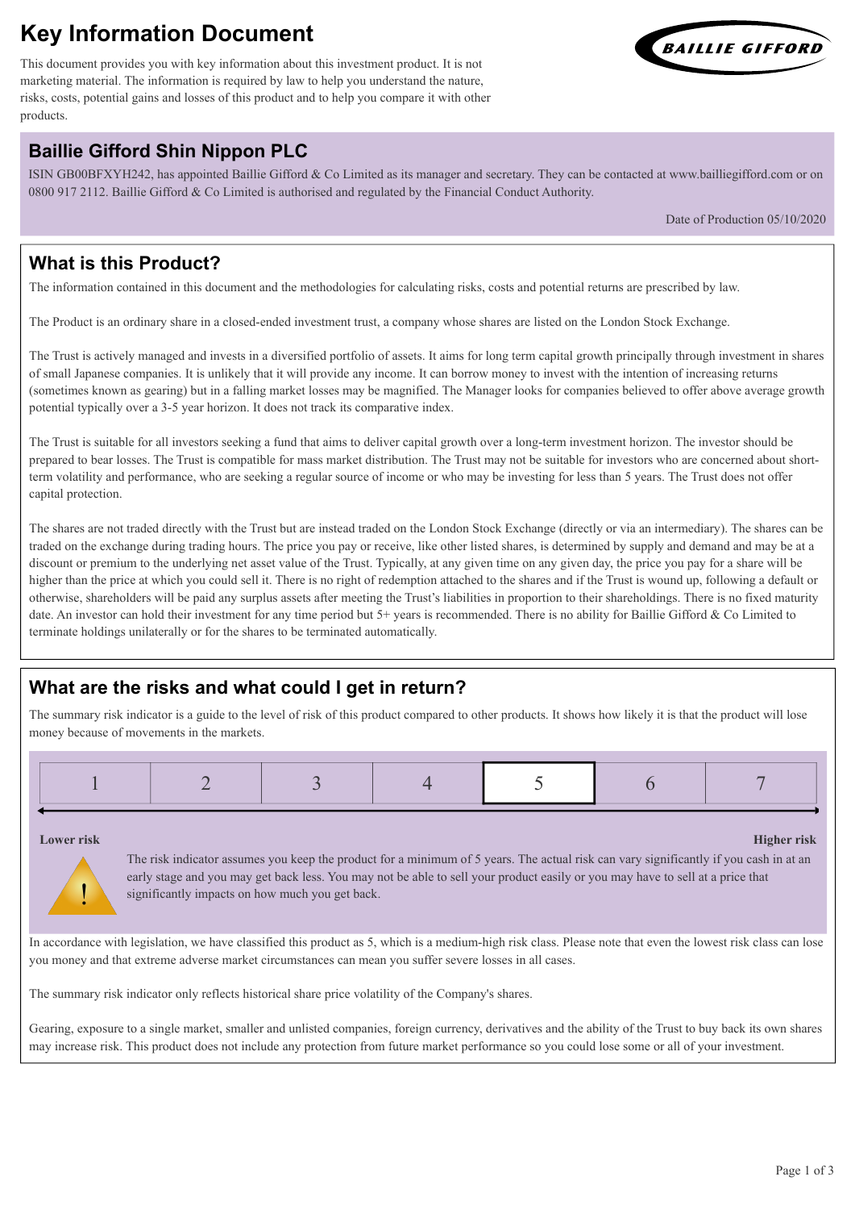# Key Information Document

This document provides you with key information about this investment product. It is not marketing material. The information is required by law to help you understand the nature, risks, costs, potential gains and losses of this product and to help you compare it with other products.

## Baillie Gifford Shin Nippon PLC

ISIN GB00BFXYH242, has appointed Baillie Gifford & Co Limited as its manager and secretary. They can be contacted at www.bailliegifford.com or on 0800 917 2112. Baillie Gifford & Co Limited is authorised and regulated by the Financial Conduct Authority.

Date of Production 05/10/2020

## What is this Product?

The information contained in this document and the methodologies for calculating risks, costs and potential returns are prescribed by law.

The Product is an ordinary share in a closed-ended investment trust, a company whose shares are listed on the London Stock Exchange.

The Trust is actively managed and invests in a diversified portfolio of assets. It aims for long term capital growth principally through investment in shares of small Japanese companies. It is unlikely that it will provide any income. It can borrow money to invest with the intention of increasing returns (sometimes known as gearing) but in a falling market losses may be magnified. The Manager looks for companies believed to offer above average growth potential typically over a 3-5 year horizon. It does not track its comparative index.

The Trust is suitable for all investors seeking a fund that aims to deliver capital growth over a long-term investment horizon. The investor should be prepared to bear losses. The Trust is compatible for mass market distribution. The Trust may not be suitable for investors who are concerned about short-term volatility and performance, who are seeking a regular source of income or who may be investing for less than 5 years. The Trust does not offer capital protection.

The shares are not traded directly with the Trust but are instead traded on the London Stock Exchange (directly or via an intermediary). The shares can be traded on the exchange during trading hours. The price you pay or receive, like other listed shares, is determined by supply and demand and may be at a discount or premium to the underlying net asset value of the Trust. Typically, at any given time on any given day, the price you pay for a share will be higher than the price at which you could sell it. There is no right of redemption attached to the shares and if the Trust is wound up, following a default or otherwise, shareholders will be paid any surplus assets after meeting the Trust's liabilities in proportion to their shareholdings. There is no fixed maturity date. An investor can hold their investment for any time period but 5+ years is recommended. There is no ability for Baillie Gifford & Co Limited to terminate holdings unilaterally or for the shares to be terminated automatically.

## What are the risks and what could I get in return?

The summary risk indicator is a guide to the level of risk of this product compared to other products. It shows how likely it is that the product will lose money because of movements in the markets.

| 1 | 2 | 3 | 4 | **5** | 6 | 7 |
|---|---|---|---|---|---|---|

**Lower risk** — **Higher risk**

The risk indicator assumes you keep the product for a minimum of 5 years. The actual risk can vary significantly if you cash in at an early stage and you may get back less. You may not be able to sell your product easily or you may have to sell at a price that significantly impacts on how much you get back.

In accordance with legislation, we have classified this product as 5, which is a medium-high risk class. Please note that even the lowest risk class can lose you money and that extreme adverse market circumstances can mean you suffer severe losses in all cases.

The summary risk indicator only reflects historical share price volatility of the Company's shares.

Gearing, exposure to a single market, smaller and unlisted companies, foreign currency, derivatives and the ability of the Trust to buy back its own shares may increase risk. This product does not include any protection from future market performance so you could lose some or all of your investment.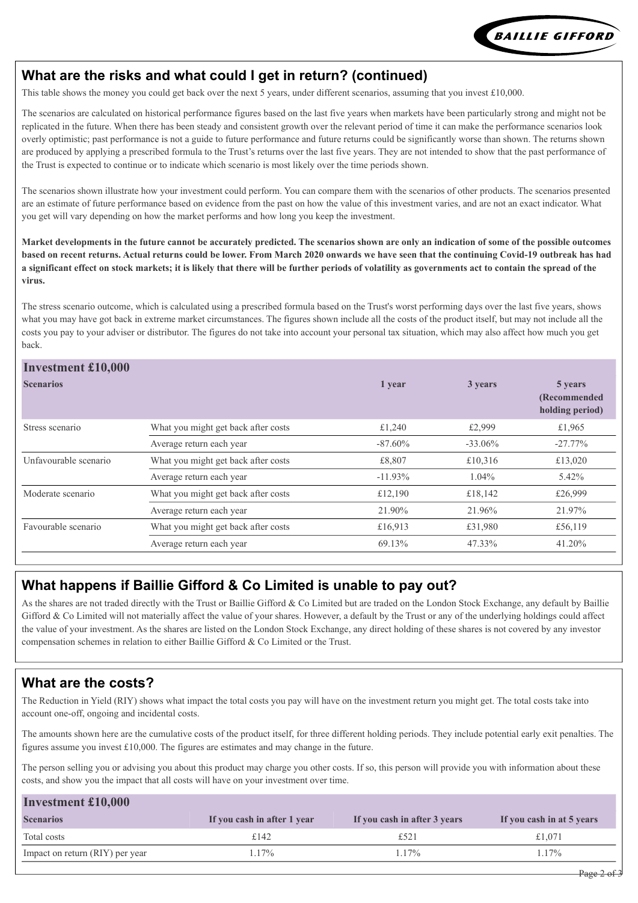## What are the risks and what could I get in return? (continued)

This table shows the money you could get back over the next 5 years, under different scenarios, assuming that you invest £10,000.

The scenarios are calculated on historical performance figures based on the last five years when markets have been particularly strong and might not be replicated in the future. When there has been steady and consistent growth over the relevant period of time it can make the performance scenarios look overly optimistic; past performance is not a guide to future performance and future returns could be significantly worse than shown. The returns shown are produced by applying a prescribed formula to the Trust's returns over the last five years. They are not intended to show that the past performance of the Trust is expected to continue or to indicate which scenario is most likely over the time periods shown.

The scenarios shown illustrate how your investment could perform. You can compare them with the scenarios of other products. The scenarios presented are an estimate of future performance based on evidence from the past on how the value of this investment varies, and are not an exact indicator. What you get will vary depending on how the market performs and how long you keep the investment.

**Market developments in the future cannot be accurately predicted. The scenarios shown are only an indication of some of the possible outcomes based on recent returns. Actual returns could be lower. From March 2020 onwards we have seen that the continuing Covid-19 outbreak has had a significant effect on stock markets; it is likely that there will be further periods of volatility as governments act to contain the spread of the virus.**

The stress scenario outcome, which is calculated using a prescribed formula based on the Trust's worst performing days over the last five years, shows what you may have got back in extreme market circumstances. The figures shown include all the costs of the product itself, but may not include all the costs you pay to your adviser or distributor. The figures do not take into account your personal tax situation, which may also affect how much you get back.

| **Investment £10,000** | | | | |
|---|---|---|---|---|
| **Scenarios** | | **1 year** | **3 years** | **5 years (Recommended holding period)** |
| Stress scenario | What you might get back after costs | £1,240 | £2,999 | £1,965 |
| | Average return each year | -87.60% | -33.06% | -27.77% |
| Unfavourable scenario | What you might get back after costs | £8,807 | £10,316 | £13,020 |
| | Average return each year | -11.93% | 1.04% | 5.42% |
| Moderate scenario | What you might get back after costs | £12,190 | £18,142 | £26,999 |
| | Average return each year | 21.90% | 21.96% | 21.97% |
| Favourable scenario | What you might get back after costs | £16,913 | £31,980 | £56,119 |
| | Average return each year | 69.13% | 47.33% | 41.20% |

## What happens if Baillie Gifford & Co Limited is unable to pay out?

As the shares are not traded directly with the Trust or Baillie Gifford & Co Limited but are traded on the London Stock Exchange, any default by Baillie Gifford & Co Limited will not materially affect the value of your shares. However, a default by the Trust or any of the underlying holdings could affect the value of your investment. As the shares are listed on the London Stock Exchange, any direct holding of these shares is not covered by any investor compensation schemes in relation to either Baillie Gifford & Co Limited or the Trust.

## What are the costs?

The Reduction in Yield (RIY) shows what impact the total costs you pay will have on the investment return you might get. The total costs take into account one-off, ongoing and incidental costs.

The amounts shown here are the cumulative costs of the product itself, for three different holding periods. They include potential early exit penalties. The figures assume you invest £10,000. The figures are estimates and may change in the future.

The person selling you or advising you about this product may charge you other costs. If so, this person will provide you with information about these costs, and show you the impact that all costs will have on your investment over time.

| **Investment £10,000** | | | |
|---|---|---|---|
| **Scenarios** | **If you cash in after 1 year** | **If you cash in after 3 years** | **If you cash in at 5 years** |
| Total costs | £142 | £521 | £1,071 |
| Impact on return (RIY) per year | 1.17% | 1.17% | 1.17% |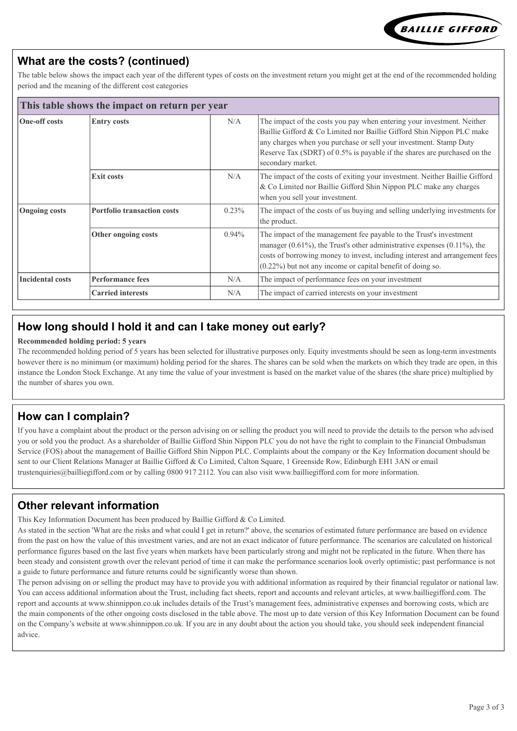## What are the costs? (continued)

The table below shows the impact each year of the different types of costs on the investment return you might get at the end of the recommended holding period and the meaning of the different cost categories

| This table shows the impact on return per year | | | |
|---|---|---|---|
| **One-off costs** | **Entry costs** | N/A | The impact of the costs you pay when entering your investment. Neither Baillie Gifford & Co Limited nor Baillie Gifford Shin Nippon PLC make any charges when you purchase or sell your investment. Stamp Duty Reserve Tax (SDRT) of 0.5% is payable if the shares are purchased on the secondary market. |
| | **Exit costs** | N/A | The impact of the costs of exiting your investment. Neither Baillie Gifford & Co Limited nor Baillie Gifford Shin Nippon PLC make any charges when you sell your investment. |
| **Ongoing costs** | **Portfolio transaction costs** | 0.23% | The impact of the costs of us buying and selling underlying investments for the product. |
| | **Other ongoing costs** | 0.94% | The impact of the management fee payable to the Trust's investment manager (0.61%), the Trust's other administrative expenses (0.11%), the costs of borrowing money to invest, including interest and arrangement fees (0.22%) but not any income or capital benefit of doing so. |
| **Incidental costs** | **Performance fees** | N/A | The impact of performance fees on your investment |
| | **Carried interests** | N/A | The impact of carried interests on your investment |

## How long should I hold it and can I take money out early?

**Recommended holding period: 5 years**

The recommended holding period of 5 years has been selected for illustrative purposes only. Equity investments should be seen as long-term investments however there is no minimum (or maximum) holding period for the shares. The shares can be sold when the markets on which they trade are open, in this instance the London Stock Exchange. At any time the value of your investment is based on the market value of the shares (the share price) multiplied by the number of shares you own.

## How can I complain?

If you have a complaint about the product or the person advising on or selling the product you will need to provide the details to the person who advised you or sold you the product. As a shareholder of Baillie Gifford Shin Nippon PLC you do not have the right to complain to the Financial Ombudsman Service (FOS) about the management of Baillie Gifford Shin Nippon PLC. Complaints about the company or the Key Information document should be sent to our Client Relations Manager at Baillie Gifford & Co Limited, Calton Square, 1 Greenside Row, Edinburgh EH1 3AN or email trustenquiries@bailliegifford.com or by calling 0800 917 2112. You can also visit www.bailliegifford.com for more information.

## Other relevant information

This Key Information Document has been produced by Baillie Gifford & Co Limited.

As stated in the section 'What are the risks and what could I get in return?' above, the scenarios of estimated future performance are based on evidence from the past on how the value of this investment varies, and are not an exact indicator of future performance. The scenarios are calculated on historical performance figures based on the last five years when markets have been particularly strong and might not be replicated in the future. When there has been steady and consistent growth over the relevant period of time it can make the performance scenarios look overly optimistic; past performance is not a guide to future performance and future returns could be significantly worse than shown.

The person advising on or selling the product may have to provide you with additional information as required by their financial regulator or national law. You can access additional information about the Trust, including fact sheets, report and accounts and relevant articles, at www.bailliegifford.com. The report and accounts at www.shinnippon.co.uk includes details of the Trust's management fees, administrative expenses and borrowing costs, which are the main components of the other ongoing costs disclosed in the table above. The most up to date version of this Key Information Document can be found on the Company's website at www.shinnippon.co.uk. If you are in any doubt about the action you should take, you should seek independent financial advice.